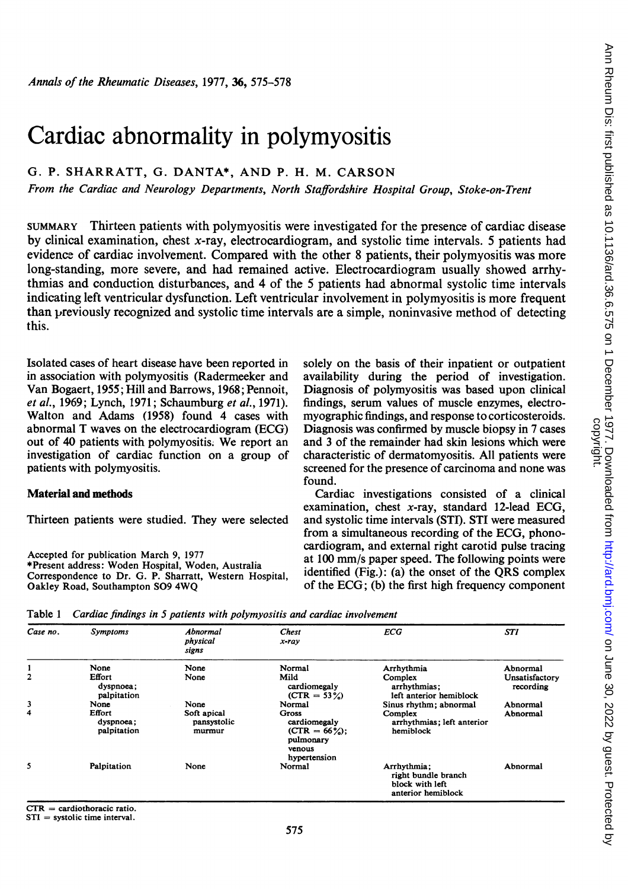# Cardiac abnormality in polymyositis

G. P. SHARRATT, G. DANTA*, AND P. H. M. CARSON

*From the Cardiac and Neurology Departments, North Staffordshire Hospital Group, Stoke-on-Trent*

SUMMARY Thirteen patients with polymyositis were investigated for the presence of cardiac disease by clinical examination, chest *x*-ray, electrocardiogram, and systolic time intervals. 5 patients had evidence of cardiac involvement. Compared with the other 8 patients, their polymyositis was more long-standing, more severe, and had remained active. Electrocardiogram usually showed arrhythmias and conduction disturbances, and 4 of the 5 patients had abnormal systolic time intervals indicating left ventricular dysfunction. Left ventricular involvement in polymyositis is more frequent than previously recognized and systolic time intervals are a simple, noninvasive method of detecting this.

Isolated cases of heart disease have been reported in in association with polymyositis (Radermeeker and Van Bogaert, 1955; Hill and Barrows, 1968; Pennoit, *et al.*, 1969; Lynch, 1971; Schaumburg *et al.*, 1971). Walton and Adams (1958) found 4 cases with abnormal T waves on the electrocardiogram (ECG) out of 40 patients with polymyositis. We report an investigation of cardiac function on a group of patients with polymyositis.

## Material and methods

Thirteen patients were studied. They were selected solely on the basis of their inpatient or outpatient availability during the period of investigation. Diagnosis of polymyositis was based upon clinical findings, serum values of muscle enzymes, electromyographic findings, and response to corticosteroids. Diagnosis was confirmed by muscle biopsy in 7 cases and 3 of the remainder had skin lesions which were characteristic of dermatomyositis. All patients were screened for the presence of carcinoma and none was found.

Cardiac investigations consisted of a clinical examination, chest *x*-ray, standard 12-lead ECG, and systolic time intervals (STI). STI were measured from a simultaneous recording of the ECG, phonocardiogram, and external right carotid pulse tracing at 100 mm/s paper speed. The following points were identified (Fig.): (a) the onset of the QRS complex of the ECG; (b) the first high frequency component

Accepted for publication March 9, 1977
*Present address: Woden Hospital, Woden, Australia
Correspondence to Dr. G. P. Sharratt, Western Hospital, Oakley Road, Southampton SO9 4WQ

Table 1 *Cardiac findings in 5 patients with polymyositis and cardiac involvement*

| Case no. | Symptoms | Abnormal physical signs | Chest x-ray | ECG | STI |
|---|---|---|---|---|---|
| 1 | None | None | Normal | Arrhythmia | Abnormal |
| 2 | Effort dyspnoea; palpitation | None | Mild cardiomegaly (CTR = 53%) | Complex arrhythmias; left anterior hemiblock | Unsatisfactory recording |
| 3 | None | None | Normal | Sinus rhythm; abnormal | Abnormal |
| 4 | Effort dyspnoea; palpitation | Soft apical pansystolic murmur | Gross cardiomegaly (CTR = 66%); pulmonary venous hypertension | Complex arrhythmias; left anterior hemiblock | Abnormal |
| 5 | Palpitation | None | Normal | Arrhythmia; right bundle branch block with left anterior hemiblock | Abnormal |

CTR = cardiothoracic ratio.
STI = systolic time interval.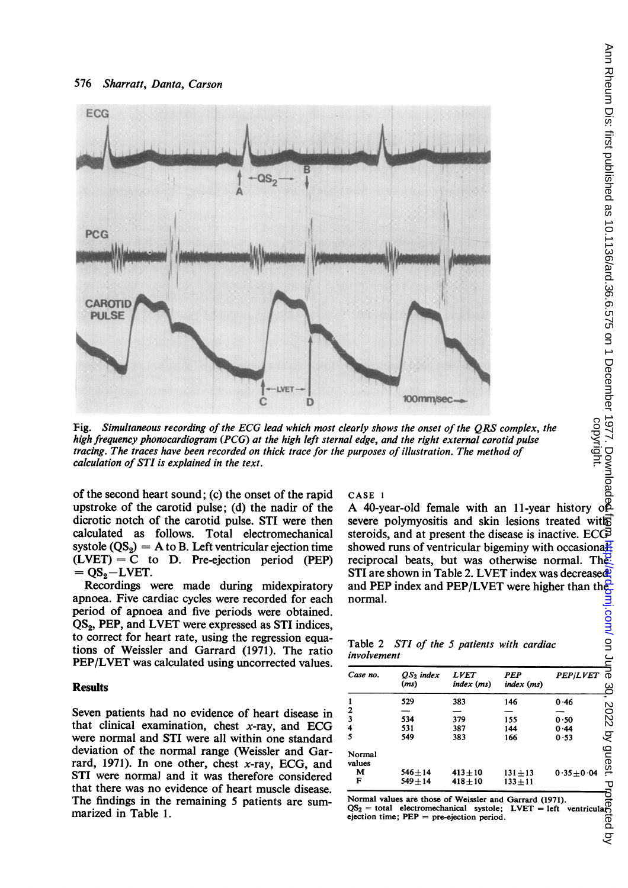Fig. *Simultaneous recording of the ECG lead which most clearly shows the onset of the QRS complex, the high frequency phonocardiogram (PCG) at the high left sternal edge, and the right external carotid pulse tracing. The traces have been recorded on thick trace for the purposes of illustration. The method of calculation of STI is explained in the text.*

of the second heart sound; (c) the onset of the rapid upstroke of the carotid pulse; (d) the nadir of the dicrotic notch of the carotid pulse. STI were then calculated as follows. Total electromechanical systole ($QS_2$) = A to B. Left ventricular ejection time (LVET) = C to D. Pre-ejection period (PEP) = $QS_2$−LVET.

Recordings were made during midexpiratory apnoea. Five cardiac cycles were recorded for each period of apnoea and five periods were obtained. $QS_2$, PEP, and LVET were expressed as STI indices, to correct for heart rate, using the regression equations of Weissler and Garrard (1971). The ratio PEP/LVET was calculated using uncorrected values.

## Results

Seven patients had no evidence of heart disease in that clinical examination, chest *x*-ray, and ECG were normal and STI were all within one standard deviation of the normal range (Weissler and Garrard, 1971). In one other, chest *x*-ray, ECG, and STI were normal and it was therefore considered that there was no evidence of heart muscle disease. The findings in the remaining 5 patients are summarized in Table 1.

CASE 1

A 40-year-old female with an 11-year history of severe polymyositis and skin lesions treated with steroids, and at present the disease is inactive. ECG showed runs of ventricular bigeminy with occasional reciprocal beats, but was otherwise normal. The STI are shown in Table 2. LVET index was decreased and PEP index and PEP/LVET were higher than the normal.

Table 2 *STI of the 5 patients with cardiac involvement*

| Case no. | $QS_2$ index (ms) | LVET index (ms) | PEP index (ms) | PEP/LVET |
|---|---|---|---|---|
| 1 | 529 | 383 | 146 | 0·46 |
| 2 | — | — | — | — |
| 3 | 534 | 379 | 155 | 0·50 |
| 4 | 531 | 387 | 144 | 0·44 |
| 5 | 549 | 383 | 166 | 0·53 |
| Normal values | | | | |
| M | 546±14 | 413±10 | 131±13 | 0·35±0·04 |
| F | 549±14 | 418±10 | 133±11 | |

Normal values are those of Weissler and Garrard (1971).
$QS_2$ = total electromechanical systole; LVET = left ventricular ejection time; PEP = pre-ejection period.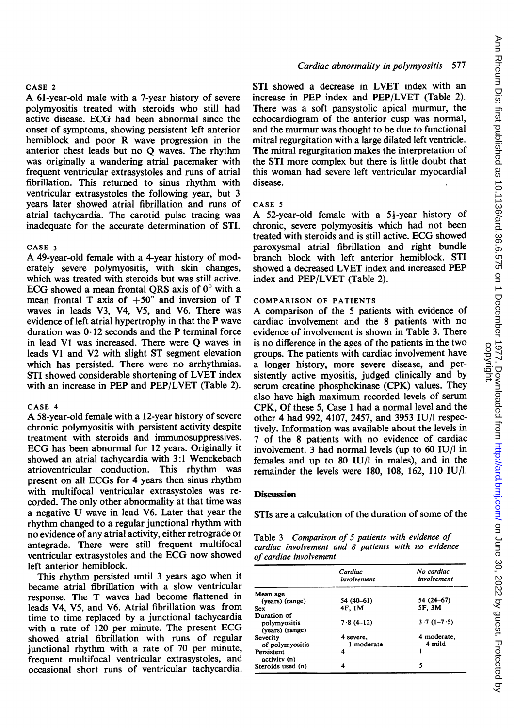### CASE 2

A 61-year-old male with a 7-year history of severe polymyositis treated with steroids who still had active disease. ECG had been abnormal since the onset of symptoms, showing persistent left anterior hemiblock and poor R wave progression in the anterior chest leads but no Q waves. The rhythm was originally a wandering atrial pacemaker with frequent ventricular extrasystoles and runs of atrial fibrillation. This returned to sinus rhythm with ventricular extrasystoles the following year, but 3 years later showed atrial fibrillation and runs of atrial tachycardia. The carotid pulse tracing was inadequate for the accurate determination of STI.

### CASE 3

A 49-year-old female with a 4-year history of moderately severe polymyositis, with skin changes, which was treated with steroids but was still active. ECG showed a mean frontal QRS axis of 0° with a mean frontal T axis of +50° and inversion of T waves in leads V3, V4, V5, and V6. There was evidence of left atrial hypertrophy in that the P wave duration was 0·12 seconds and the P terminal force in lead V1 was increased. There were Q waves in leads V1 and V2 with slight ST segment elevation which has persisted. There were no arrhythmias. STI showed considerable shortening of LVET index with an increase in PEP and PEP/LVET (Table 2).

### CASE 4

A 58-year-old female with a 12-year history of severe chronic polymyositis with persistent activity despite treatment with steroids and immunosuppressives. ECG has been abnormal for 12 years. Originally it showed an atrial tachycardia with 3:1 Wenckebach atrioventricular conduction. This rhythm was present on all ECGs for 4 years then sinus rhythm with multifocal ventricular extrasystoles was recorded. The only other abnormality at that time was a negative U wave in lead V6. Later that year the rhythm changed to a regular junctional rhythm with no evidence of any atrial activity, either retrograde or antegrade. There were still frequent multifocal ventricular extrasystoles and the ECG now showed left anterior hemiblock.

This rhythm persisted until 3 years ago when it became atrial fibrillation with a slow ventricular response. The T waves had become flattened in leads V4, V5, and V6. Atrial fibrillation was from time to time replaced by a junctional tachycardia with a rate of 120 per minute. The present ECG showed atrial fibrillation with runs of regular junctional rhythm with a rate of 70 per minute, frequent multifocal ventricular extrasystoles, and occasional short runs of ventricular tachycardia. STI showed a decrease in LVET index with an increase in PEP index and PEP/LVET (Table 2). There was a soft pansystolic apical murmur, the echocardiogram of the anterior cusp was normal, and the murmur was thought to be due to functional mitral regurgitation with a large dilated left ventricle. The mitral regurgitation makes the interpretation of the STI more complex but there is little doubt that this woman had severe left ventricular myocardial disease.

### CASE 5

A 52-year-old female with a 5½-year history of chronic, severe polymyositis which had not been treated with steroids and is still active. ECG showed paroxysmal atrial fibrillation and right bundle branch block with left anterior hemiblock. STI showed a decreased LVET index and increased PEP index and PEP/LVET (Table 2).

### COMPARISON OF PATIENTS

A comparison of the 5 patients with evidence of cardiac involvement and the 8 patients with no evidence of involvement is shown in Table 3. There is no difference in the ages of the patients in the two groups. The patients with cardiac involvement have a longer history, more severe disease, and persistently active myositis, judged clinically and by serum creatine phosphokinase (CPK) values. They also have high maximum recorded levels of serum CPK, Of these 5, Case 1 had a normal level and the other 4 had 992, 4107, 2457, and 3953 IU/l respectively. Information was available about the levels in 7 of the 8 patients with no evidence of cardiac involvement. 3 had normal levels (up to 60 IU/l in females and up to 80 IU/l in males), and in the remainder the levels were 180, 108, 162, 110 IU/l.

## Discussion

STIs are a calculation of the duration of some of the

Table 3 *Comparison of 5 patients with evidence of cardiac involvement and 8 patients with no evidence of cardiac involvement*

| | Cardiac involvement | No cardiac involvement |
|---|---|---|
| Mean age (years) (range) | 54 (40–61) | 54 (24–67) |
| Sex | 4F, 1M | 5F, 3M |
| Duration of polymyositis (years) (range) | 7·8 (4–12) | 3·7 (1–7·5) |
| Severity of polymyositis | 4 severe, 1 moderate | 4 moderate, 4 mild |
| Persistent activity (n) | 4 | 1 |
| Steroids used (n) | 4 | 5 |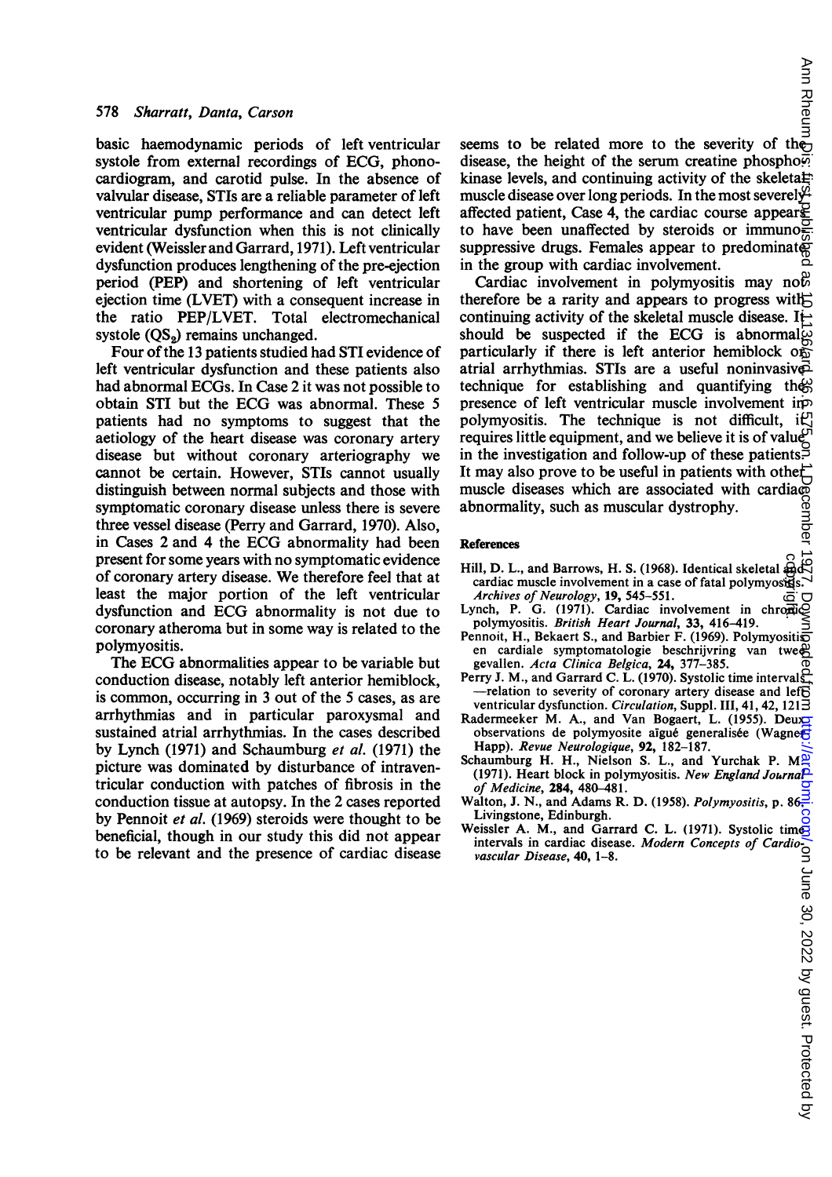basic haemodynamic periods of left ventricular systole from external recordings of ECG, phonocardiogram, and carotid pulse. In the absence of valvular disease, STIs are a reliable parameter of left ventricular pump performance and can detect left ventricular dysfunction when this is not clinically evident (Weissler and Garrard, 1971). Left ventricular dysfunction produces lengthening of the pre-ejection period (PEP) and shortening of left ventricular ejection time (LVET) with a consequent increase in the ratio PEP/LVET. Total electromechanical systole ($QS_2$) remains unchanged.

Four of the 13 patients studied had STI evidence of left ventricular dysfunction and these patients also had abnormal ECGs. In Case 2 it was not possible to obtain STI but the ECG was abnormal. These 5 patients had no symptoms to suggest that the aetiology of the heart disease was coronary artery disease but without coronary arteriography we cannot be certain. However, STIs cannot usually distinguish between normal subjects and those with symptomatic coronary disease unless there is severe three vessel disease (Perry and Garrard, 1970). Also, in Cases 2 and 4 the ECG abnormality had been present for some years with no symptomatic evidence of coronary artery disease. We therefore feel that at least the major portion of the left ventricular dysfunction and ECG abnormality is not due to coronary atheroma but in some way is related to the polymyositis.

The ECG abnormalities appear to be variable but conduction disease, notably left anterior hemiblock, is common, occurring in 3 out of the 5 cases, as are arrhythmias and in particular paroxysmal and sustained atrial arrhythmias. In the cases described by Lynch (1971) and Schaumburg *et al.* (1971) the picture was dominated by disturbance of intraventricular conduction with patches of fibrosis in the conduction tissue at autopsy. In the 2 cases reported by Pennoit *et al.* (1969) steroids were thought to be beneficial, though in our study this did not appear to be relevant and the presence of cardiac disease seems to be related more to the severity of the disease, the height of the serum creatine phosphokinase levels, and continuing activity of the skeletal muscle disease over long periods. In the most severely affected patient, Case 4, the cardiac course appears to have been unaffected by steroids or immunosuppressive drugs. Females appear to predominate in the group with cardiac involvement.

Cardiac involvement in polymyositis may not therefore be a rarity and appears to progress with continuing activity of the skeletal muscle disease. It should be suspected if the ECG is abnormal, particularly if there is left anterior hemiblock or atrial arrhythmias. STIs are a useful noninvasive technique for establishing and quantifying the presence of left ventricular muscle involvement in polymyositis. The technique is not difficult, it requires little equipment, and we believe it is of value in the investigation and follow-up of these patients. It may also prove to be useful in patients with other muscle diseases which are associated with cardiac abnormality, such as muscular dystrophy.

## References

Hill, D. L., and Barrows, H. S. (1968). Identical skeletal and cardiac muscle involvement in a case of fatal polymyositis. *Archives of Neurology*, **19**, 545–551.

Lynch, P. G. (1971). Cardiac involvement in chronic polymyositis. *British Heart Journal*, **33**, 416–419.

Pennoit, H., Bekaert S., and Barbier F. (1969). Polymyositis en cardiale symptomatologie beschrijvring van twee gevallen. *Acta Clinica Belgica*, **24**, 377–385.

Perry J. M., and Garrard C. L. (1970). Systolic time intervals—relation to severity of coronary artery disease and left ventricular dysfunction. *Circulation*, Suppl. III, 41, 42, 121.

Radermeeker M. A., and Van Bogaert, L. (1955). Deux observations de polymyosite aïgué generalisée (Wagner Happ). *Revue Neurologique*, **92**, 182–187.

Schaumburg H. H., Nielson S. L., and Yurchak P. M. (1971). Heart block in polymyositis. *New England Journal of Medicine*, **284**, 480–481.

Walton, J. N., and Adams R. D. (1958). *Polymyositis*, p. 86. Livingstone, Edinburgh.

Weissler A. M., and Garrard C. L. (1971). Systolic time intervals in cardiac disease. *Modern Concepts of Cardiovascular Disease*, **40**, 1–8.